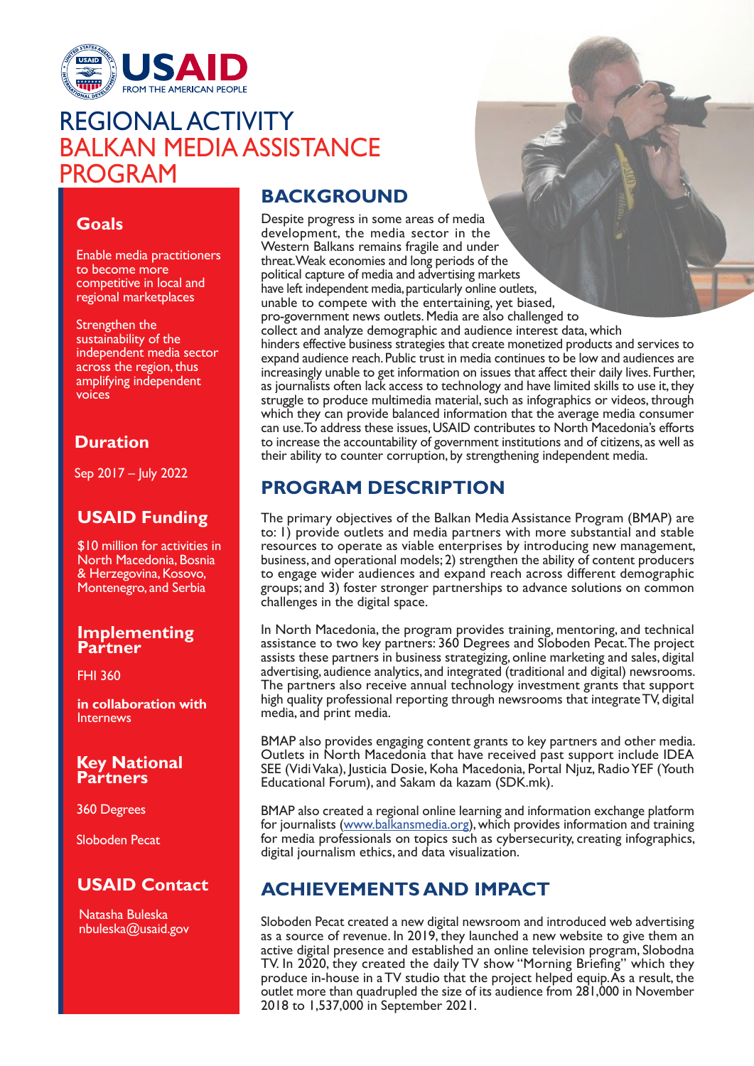USAID
FROM THE AMERICAN PEOPLE

# REGIONAL ACTIVITY
# BALKAN MEDIA ASSISTANCE PROGRAM

## Goals

Enable media practitioners to become more competitive in local and regional marketplaces

Strengthen the sustainability of the independent media sector across the region, thus amplifying independent voices

## Duration

Sep 2017 – July 2022

## USAID Funding

$10 million for activities in North Macedonia, Bosnia & Herzegovina, Kosovo, Montenegro, and Serbia

## Implementing Partner

FHI 360

**in collaboration with** Internews

## Key National Partners

360 Degrees

Sloboden Pecat

## USAID Contact

Natasha Buleska
nbuleska@usaid.gov

## BACKGROUND

Despite progress in some areas of media development, the media sector in the Western Balkans remains fragile and under threat. Weak economies and long periods of the political capture of media and advertising markets have left independent media, particularly online outlets, unable to compete with the entertaining, yet biased, pro-government news outlets. Media are also challenged to collect and analyze demographic and audience interest data, which hinders effective business strategies that create monetized products and services to expand audience reach. Public trust in media continues to be low and audiences are increasingly unable to get information on issues that affect their daily lives. Further, as journalists often lack access to technology and have limited skills to use it, they struggle to produce multimedia material, such as infographics or videos, through which they can provide balanced information that the average media consumer can use. To address these issues, USAID contributes to North Macedonia's efforts to increase the accountability of government institutions and of citizens, as well as their ability to counter corruption, by strengthening independent media.

## PROGRAM DESCRIPTION

The primary objectives of the Balkan Media Assistance Program (BMAP) are to: 1) provide outlets and media partners with more substantial and stable resources to operate as viable enterprises by introducing new management, business, and operational models; 2) strengthen the ability of content producers to engage wider audiences and expand reach across different demographic groups; and 3) foster stronger partnerships to advance solutions on common challenges in the digital space.

In North Macedonia, the program provides training, mentoring, and technical assistance to two key partners: 360 Degrees and Sloboden Pecat. The project assists these partners in business strategizing, online marketing and sales, digital advertising, audience analytics, and integrated (traditional and digital) newsrooms. The partners also receive annual technology investment grants that support high quality professional reporting through newsrooms that integrate TV, digital media, and print media.

BMAP also provides engaging content grants to key partners and other media. Outlets in North Macedonia that have received past support include IDEA SEE (Vidi Vaka), Justicia Dosie, Koha Macedonia, Portal Njuz, Radio YEF (Youth Educational Forum), and Sakam da kazam (SDK.mk).

BMAP also created a regional online learning and information exchange platform for journalists (www.balkansmedia.org), which provides information and training for media professionals on topics such as cybersecurity, creating infographics, digital journalism ethics, and data visualization.

## ACHIEVEMENTS AND IMPACT

Sloboden Pecat created a new digital newsroom and introduced web advertising as a source of revenue. In 2019, they launched a new website to give them an active digital presence and established an online television program, Slobodna TV. In 2020, they created the daily TV show "Morning Briefing" which they produce in-house in a TV studio that the project helped equip. As a result, the outlet more than quadrupled the size of its audience from 281,000 in November 2018 to 1,537,000 in September 2021.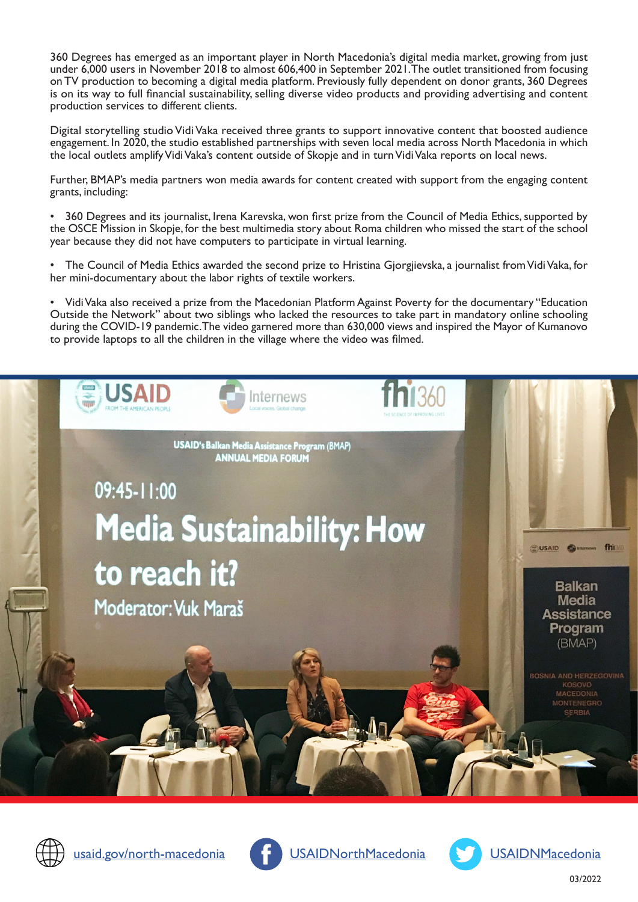360 Degrees has emerged as an important player in North Macedonia's digital media market, growing from just under 6,000 users in November 2018 to almost 606,400 in September 2021. The outlet transitioned from focusing on TV production to becoming a digital media platform. Previously fully dependent on donor grants, 360 Degrees is on its way to full financial sustainability, selling diverse video products and providing advertising and content production services to different clients.

Digital storytelling studio Vidi Vaka received three grants to support innovative content that boosted audience engagement. In 2020, the studio established partnerships with seven local media across North Macedonia in which the local outlets amplify Vidi Vaka's content outside of Skopje and in turn Vidi Vaka reports on local news.

Further, BMAP's media partners won media awards for content created with support from the engaging content grants, including:

- 360 Degrees and its journalist, Irena Karevska, won first prize from the Council of Media Ethics, supported by the OSCE Mission in Skopje, for the best multimedia story about Roma children who missed the start of the school year because they did not have computers to participate in virtual learning.

- The Council of Media Ethics awarded the second prize to Hristina Gjorgjievska, a journalist from Vidi Vaka, for her mini-documentary about the labor rights of textile workers.

- Vidi Vaka also received a prize from the Macedonian Platform Against Poverty for the documentary "Education Outside the Network" about two siblings who lacked the resources to take part in mandatory online schooling during the COVID-19 pandemic. The video garnered more than 630,000 views and inspired the Mayor of Kumanovo to provide laptops to all the children in the village where the video was filmed.

usaid.gov/north-macedonia | USAIDNorthMacedonia | USAIDNMacedonia

03/2022